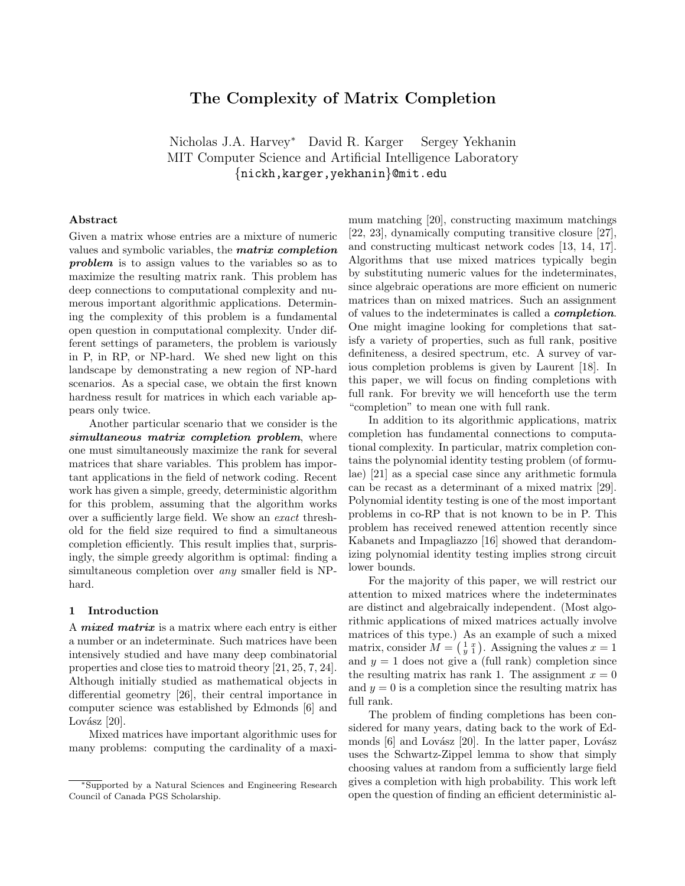# The Complexity of Matrix Completion

Nicholas J.A. Harvey* David R. Karger Sergey Yekhanin
MIT Computer Science and Artificial Intelligence Laboratory
{nickh,karger,yekhanin}@mit.edu

### Abstract

Given a matrix whose entries are a mixture of numeric values and symbolic variables, the ***matrix completion problem*** is to assign values to the variables so as to maximize the resulting matrix rank. This problem has deep connections to computational complexity and numerous important algorithmic applications. Determining the complexity of this problem is a fundamental open question in computational complexity. Under different settings of parameters, the problem is variously in P, in RP, or NP-hard. We shed new light on this landscape by demonstrating a new region of NP-hard scenarios. As a special case, we obtain the first known hardness result for matrices in which each variable appears only twice.

Another particular scenario that we consider is the ***simultaneous matrix completion problem***, where one must simultaneously maximize the rank for several matrices that share variables. This problem has important applications in the field of network coding. Recent work has given a simple, greedy, deterministic algorithm for this problem, assuming that the algorithm works over a sufficiently large field. We show an *exact* threshold for the field size required to find a simultaneous completion efficiently. This result implies that, surprisingly, the simple greedy algorithm is optimal: finding a simultaneous completion over *any* smaller field is NP-hard.

## 1 Introduction

A ***mixed matrix*** is a matrix where each entry is either a number or an indeterminate. Such matrices have been intensively studied and have many deep combinatorial properties and close ties to matroid theory [21, 25, 7, 24]. Although initially studied as mathematical objects in differential geometry [26], their central importance in computer science was established by Edmonds [6] and Lovász [20].

Mixed matrices have important algorithmic uses for many problems: computing the cardinality of a maximum matching [20], constructing maximum matchings [22, 23], dynamically computing transitive closure [27], and constructing multicast network codes [13, 14, 17]. Algorithms that use mixed matrices typically begin by substituting numeric values for the indeterminates, since algebraic operations are more efficient on numeric matrices than on mixed matrices. Such an assignment of values to the indeterminates is called a ***completion***. One might imagine looking for completions that satisfy a variety of properties, such as full rank, positive definiteness, a desired spectrum, etc. A survey of various completion problems is given by Laurent [18]. In this paper, we will focus on finding completions with full rank. For brevity we will henceforth use the term "completion" to mean one with full rank.

In addition to its algorithmic applications, matrix completion has fundamental connections to computational complexity. In particular, matrix completion contains the polynomial identity testing problem (of formulae) [21] as a special case since any arithmetic formula can be recast as a determinant of a mixed matrix [29]. Polynomial identity testing is one of the most important problems in co-RP that is not known to be in P. This problem has received renewed attention recently since Kabanets and Impagliazzo [16] showed that derandomizing polynomial identity testing implies strong circuit lower bounds.

For the majority of this paper, we will restrict our attention to mixed matrices where the indeterminates are distinct and algebraically independent. (Most algorithmic applications of mixed matrices actually involve matrices of this type.) As an example of such a mixed matrix, consider $M = \begin{pmatrix} 1 & x \\ y & 1 \end{pmatrix}$. Assigning the values $x = 1$ and $y = 1$ does not give a (full rank) completion since the resulting matrix has rank 1. The assignment $x = 0$ and $y = 0$ is a completion since the resulting matrix has full rank.

The problem of finding completions has been considered for many years, dating back to the work of Edmonds [6] and Lovász [20]. In the latter paper, Lovász uses the Schwartz-Zippel lemma to show that simply choosing values at random from a sufficiently large field gives a completion with high probability. This work left open the question of finding an efficient deterministic al-

*Supported by a Natural Sciences and Engineering Research Council of Canada PGS Scholarship.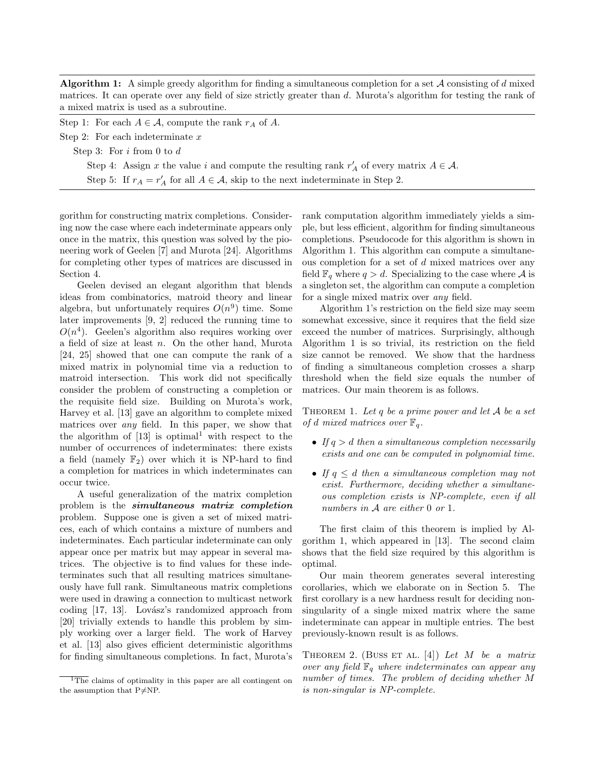**Algorithm 1:** A simple greedy algorithm for finding a simultaneous completion for a set $\mathcal{A}$ consisting of $d$ mixed matrices. It can operate over any field of size strictly greater than $d$. Murota's algorithm for testing the rank of a mixed matrix is used as a subroutine.

```
Step 1: For each A ∈ 𝒜, compute the rank r_A of A.
Step 2: For each indeterminate x
   Step 3: For i from 0 to d
      Step 4: Assign x the value i and compute the resulting rank r'_A of every matrix A ∈ 𝒜.
      Step 5: If r_A = r'_A for all A ∈ 𝒜, skip to the next indeterminate in Step 2.
```

gorithm for constructing matrix completions. Considering now the case where each indeterminate appears only once in the matrix, this question was solved by the pioneering work of Geelen [7] and Murota [24]. Algorithms for completing other types of matrices are discussed in Section 4.

Geelen devised an elegant algorithm that blends ideas from combinatorics, matroid theory and linear algebra, but unfortunately requires $O(n^9)$ time. Some later improvements [9, 2] reduced the running time to $O(n^4)$. Geelen's algorithm also requires working over a field of size at least $n$. On the other hand, Murota [24, 25] showed that one can compute the rank of a mixed matrix in polynomial time via a reduction to matroid intersection. This work did not specifically consider the problem of constructing a completion or the requisite field size. Building on Murota's work, Harvey et al. [13] gave an algorithm to complete mixed matrices over *any* field. In this paper, we show that the algorithm of [13] is optimal[1] with respect to the number of occurrences of indeterminates: there exists a field (namely $\mathbb{F}_2$) over which it is NP-hard to find a completion for matrices in which indeterminates can occur twice.

A useful generalization of the matrix completion problem is the ***simultaneous matrix completion*** problem. Suppose one is given a set of mixed matrices, each of which contains a mixture of numbers and indeterminates. Each particular indeterminate can only appear once per matrix but may appear in several matrices. The objective is to find values for these indeterminates such that all resulting matrices simultaneously have full rank. Simultaneous matrix completions were used in drawing a connection to multicast network coding [17, 13]. Lovász's randomized approach from [20] trivially extends to handle this problem by simply working over a larger field. The work of Harvey et al. [13] also gives efficient deterministic algorithms for finding simultaneous completions. In fact, Murota's rank computation algorithm immediately yields a simple, but less efficient, algorithm for finding simultaneous completions. Pseudocode for this algorithm is shown in Algorithm 1. This algorithm can compute a simultaneous completion for a set of $d$ mixed matrices over any field $\mathbb{F}_q$ where $q > d$. Specializing to the case where $\mathcal{A}$ is a singleton set, the algorithm can compute a completion for a single mixed matrix over *any* field.

Algorithm 1's restriction on the field size may seem somewhat excessive, since it requires that the field size exceed the number of matrices. Surprisingly, although Algorithm 1 is so trivial, its restriction on the field size cannot be removed. We show that the hardness of finding a simultaneous completion crosses a sharp threshold when the field size equals the number of matrices. Our main theorem is as follows.

THEOREM 1. *Let $q$ be a prime power and let $\mathcal{A}$ be a set of $d$ mixed matrices over $\mathbb{F}_q$.*

- *If $q > d$ then a simultaneous completion necessarily exists and one can be computed in polynomial time.*
- *If $q \leq d$ then a simultaneous completion may not exist. Furthermore, deciding whether a simultaneous completion exists is NP-complete, even if all numbers in $\mathcal{A}$ are either 0 or 1.*

The first claim of this theorem is implied by Algorithm 1, which appeared in [13]. The second claim shows that the field size required by this algorithm is optimal.

Our main theorem generates several interesting corollaries, which we elaborate on in Section 5. The first corollary is a new hardness result for deciding non-singularity of a single mixed matrix where the same indeterminate can appear in multiple entries. The best previously-known result is as follows.

THEOREM 2. (BUSS ET AL. [4]) *Let $M$ be a matrix over any field $\mathbb{F}_q$ where indeterminates can appear any number of times. The problem of deciding whether $M$ is non-singular is NP-complete.*

[1] The claims of optimality in this paper are all contingent on the assumption that P≠NP.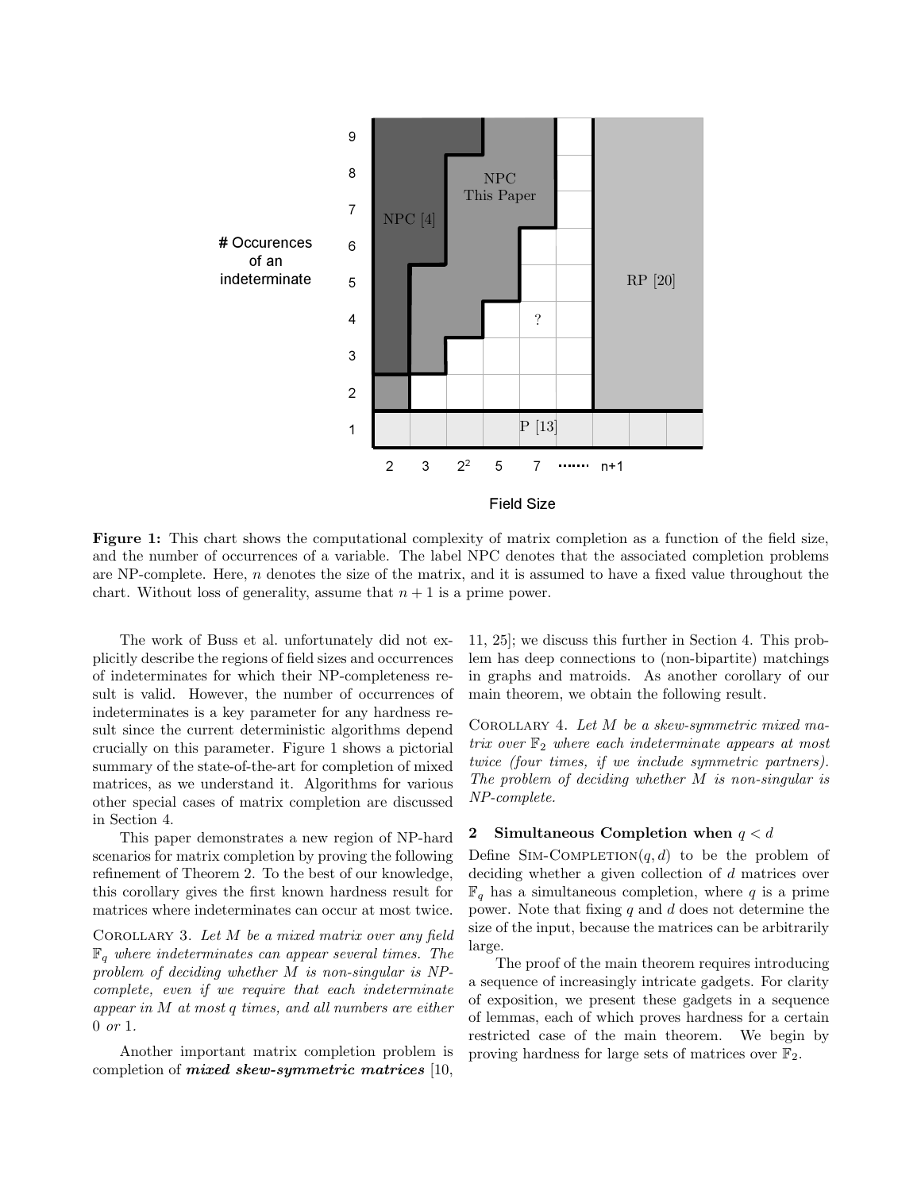**Figure 1:** This chart shows the computational complexity of matrix completion as a function of the field size, and the number of occurrences of a variable. The label NPC denotes that the associated completion problems are NP-complete. Here, $n$ denotes the size of the matrix, and it is assumed to have a fixed value throughout the chart. Without loss of generality, assume that $n+1$ is a prime power.

The work of Buss et al. unfortunately did not explicitly describe the regions of field sizes and occurrences of indeterminates for which their NP-completeness result is valid. However, the number of occurrences of indeterminates is a key parameter for any hardness result since the current deterministic algorithms depend crucially on this parameter. Figure 1 shows a pictorial summary of the state-of-the-art for completion of mixed matrices, as we understand it. Algorithms for various other special cases of matrix completion are discussed in Section 4.

This paper demonstrates a new region of NP-hard scenarios for matrix completion by proving the following refinement of Theorem 2. To the best of our knowledge, this corollary gives the first known hardness result for matrices where indeterminates can occur at most twice.

COROLLARY 3. *Let $M$ be a mixed matrix over any field $\mathbb{F}_q$ where indeterminates can appear several times. The problem of deciding whether $M$ is non-singular is NP-complete, even if we require that each indeterminate appear in $M$ at most $q$ times, and all numbers are either 0 or 1.*

Another important matrix completion problem is completion of ***mixed skew-symmetric matrices*** [10, 11, 25]; we discuss this further in Section 4. This problem has deep connections to (non-bipartite) matchings in graphs and matroids. As another corollary of our main theorem, we obtain the following result.

COROLLARY 4. *Let $M$ be a skew-symmetric mixed matrix over $\mathbb{F}_2$ where each indeterminate appears at most twice (four times, if we include symmetric partners). The problem of deciding whether $M$ is non-singular is NP-complete.*

## 2 Simultaneous Completion when $q < d$

Define SIM-COMPLETION$(q, d)$ to be the problem of deciding whether a given collection of $d$ matrices over $\mathbb{F}_q$ has a simultaneous completion, where $q$ is a prime power. Note that fixing $q$ and $d$ does not determine the size of the input, because the matrices can be arbitrarily large.

The proof of the main theorem requires introducing a sequence of increasingly intricate gadgets. For clarity of exposition, we present these gadgets in a sequence of lemmas, each of which proves hardness for a certain restricted case of the main theorem. We begin by proving hardness for large sets of matrices over $\mathbb{F}_2$.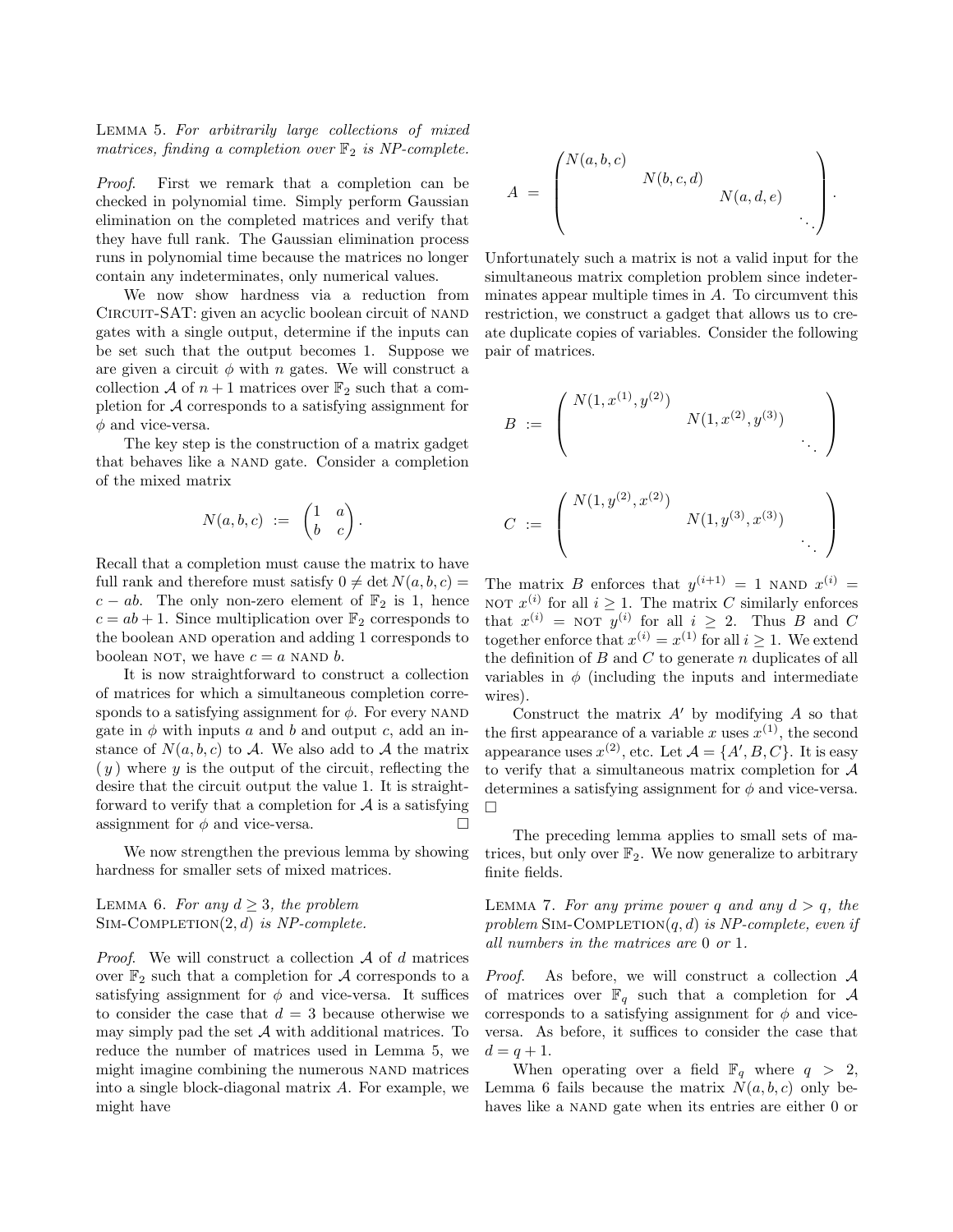**Lemma 5.** *For arbitrarily large collections of mixed matrices, finding a completion over $\mathbb{F}_2$ is NP-complete.*

*Proof.* First we remark that a completion can be checked in polynomial time. Simply perform Gaussian elimination on the completed matrices and verify that they have full rank. The Gaussian elimination process runs in polynomial time because the matrices no longer contain any indeterminates, only numerical values.

We now show hardness via a reduction from Circuit-SAT: given an acyclic boolean circuit of NAND gates with a single output, determine if the inputs can be set such that the output becomes 1. Suppose we are given a circuit $\phi$ with $n$ gates. We will construct a collection $\mathcal{A}$ of $n+1$ matrices over $\mathbb{F}_2$ such that a completion for $\mathcal{A}$ corresponds to a satisfying assignment for $\phi$ and vice-versa.

The key step is the construction of a matrix gadget that behaves like a NAND gate. Consider a completion of the mixed matrix

$$N(a,b,c) \;:=\; \begin{pmatrix} 1 & a \\ b & c \end{pmatrix}.$$

Recall that a completion must cause the matrix to have full rank and therefore must satisfy $0 \neq \det N(a,b,c) = c - ab$. The only non-zero element of $\mathbb{F}_2$ is 1, hence $c = ab + 1$. Since multiplication over $\mathbb{F}_2$ corresponds to the boolean AND operation and adding 1 corresponds to boolean NOT, we have $c = a$ NAND $b$.

It is now straightforward to construct a collection of matrices for which a simultaneous completion corresponds to a satisfying assignment for $\phi$. For every NAND gate in $\phi$ with inputs $a$ and $b$ and output $c$, add an instance of $N(a,b,c)$ to $\mathcal{A}$. We also add to $\mathcal{A}$ the matrix $(\,y\,)$ where $y$ is the output of the circuit, reflecting the desire that the circuit output the value 1. It is straightforward to verify that a completion for $\mathcal{A}$ is a satisfying assignment for $\phi$ and vice-versa. $\square$

We now strengthen the previous lemma by showing hardness for smaller sets of mixed matrices.

**Lemma 6.** *For any $d \geq 3$, the problem* Sim-Completion$(2,d)$ *is NP-complete.*

*Proof.* We will construct a collection $\mathcal{A}$ of $d$ matrices over $\mathbb{F}_2$ such that a completion for $\mathcal{A}$ corresponds to a satisfying assignment for $\phi$ and vice-versa. It suffices to consider the case that $d = 3$ because otherwise we may simply pad the set $\mathcal{A}$ with additional matrices. To reduce the number of matrices used in Lemma 5, we might imagine combining the numerous NAND matrices into a single block-diagonal matrix $A$. For example, we might have

$$A \;=\; \begin{pmatrix} N(a,b,c) & & & \\ & N(b,c,d) & & \\ & & N(a,d,e) & \\ & & & \ddots \end{pmatrix}.$$

Unfortunately such a matrix is not a valid input for the simultaneous matrix completion problem since indeterminates appear multiple times in $A$. To circumvent this restriction, we construct a gadget that allows us to create duplicate copies of variables. Consider the following pair of matrices.

$$B \;:=\; \begin{pmatrix} N(1,x^{(1)},y^{(2)}) & & \\ & N(1,x^{(2)},y^{(3)}) & \\ & & \ddots \end{pmatrix}$$

$$C \;:=\; \begin{pmatrix} N(1,y^{(2)},x^{(2)}) & & \\ & N(1,y^{(3)},x^{(3)}) & \\ & & \ddots \end{pmatrix}$$

The matrix $B$ enforces that $y^{(i+1)} = 1$ NAND $x^{(i)} =$ NOT $x^{(i)}$ for all $i \geq 1$. The matrix $C$ similarly enforces that $x^{(i)} =$ NOT $y^{(i)}$ for all $i \geq 2$. Thus $B$ and $C$ together enforce that $x^{(i)} = x^{(1)}$ for all $i \geq 1$. We extend the definition of $B$ and $C$ to generate $n$ duplicates of all variables in $\phi$ (including the inputs and intermediate wires).

Construct the matrix $A'$ by modifying $A$ so that the first appearance of a variable $x$ uses $x^{(1)}$, the second appearance uses $x^{(2)}$, etc. Let $\mathcal{A} = \{A', B, C\}$. It is easy to verify that a simultaneous matrix completion for $\mathcal{A}$ determines a satisfying assignment for $\phi$ and vice-versa. $\square$

The preceding lemma applies to small sets of matrices, but only over $\mathbb{F}_2$. We now generalize to arbitrary finite fields.

**Lemma 7.** *For any prime power $q$ and any $d > q$, the problem* Sim-Completion$(q,d)$ *is NP-complete, even if all numbers in the matrices are 0 or 1.*

*Proof.* As before, we will construct a collection $\mathcal{A}$ of matrices over $\mathbb{F}_q$ such that a completion for $\mathcal{A}$ corresponds to a satisfying assignment for $\phi$ and vice-versa. As before, it suffices to consider the case that $d = q+1$.

When operating over a field $\mathbb{F}_q$ where $q > 2$, Lemma 6 fails because the matrix $N(a,b,c)$ only behaves like a NAND gate when its entries are either 0 or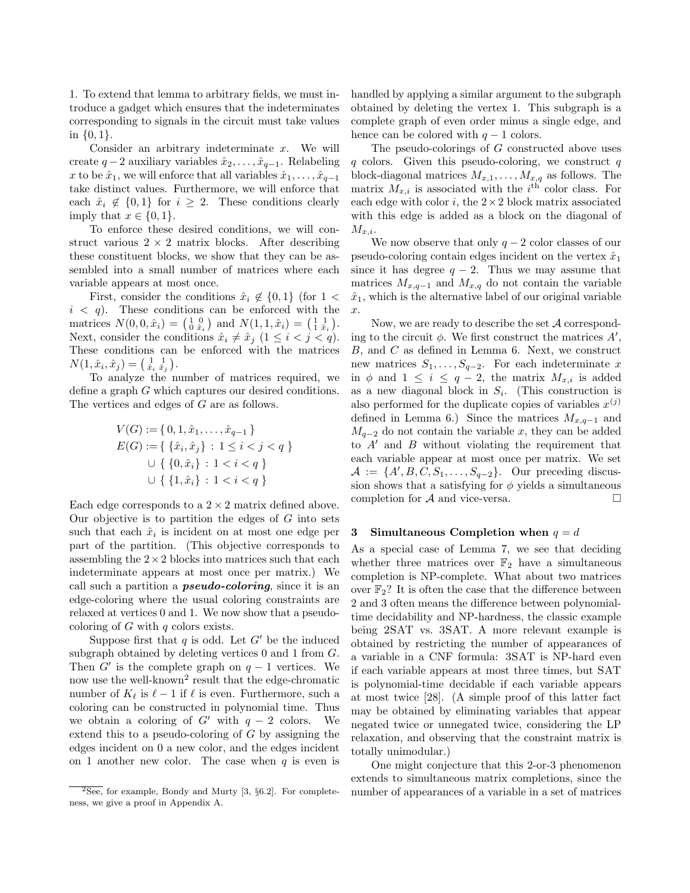1. To extend that lemma to arbitrary fields, we must introduce a gadget which ensures that the indeterminates corresponding to signals in the circuit must take values in $\{0,1\}$.

Consider an arbitrary indeterminate $x$. We will create $q-2$ auxiliary variables $\hat{x}_2, \ldots, \hat{x}_{q-1}$. Relabeling $x$ to be $\hat{x}_1$, we will enforce that all variables $\hat{x}_1, \ldots, \hat{x}_{q-1}$ take distinct values. Furthermore, we will enforce that each $\hat{x}_i \notin \{0,1\}$ for $i \geq 2$. These conditions clearly imply that $x \in \{0,1\}$.

To enforce these desired conditions, we will construct various $2 \times 2$ matrix blocks. After describing these constituent blocks, we show that they can be assembled into a small number of matrices where each variable appears at most once.

First, consider the conditions $\hat{x}_i \notin \{0,1\}$ (for $1 < i < q$). These conditions can be enforced with the matrices $N(0,0,\hat{x}_i) = \left(\begin{smallmatrix} 1 & 0 \\ 0 & \hat{x}_i \end{smallmatrix}\right)$ and $N(1,1,\hat{x}_i) = \left(\begin{smallmatrix} 1 & 1 \\ 1 & \hat{x}_i \end{smallmatrix}\right)$. Next, consider the conditions $\hat{x}_i \neq \hat{x}_j$ $(1 \leq i < j < q)$. These conditions can be enforced with the matrices $N(1,\hat{x}_i,\hat{x}_j) = \left(\begin{smallmatrix} 1 & 1 \\ \hat{x}_i & \hat{x}_j \end{smallmatrix}\right)$.

To analyze the number of matrices required, we define a graph $G$ which captures our desired conditions. The vertices and edges of $G$ are as follows.

$$
\begin{aligned}
V(G) &:= \{\, 0, 1, \hat{x}_1, \ldots, \hat{x}_{q-1} \,\} \\
E(G) &:= \{\, \{\hat{x}_i, \hat{x}_j\} \,:\, 1 \leq i < j < q \,\} \\
&\quad\; \cup \{\, \{0, \hat{x}_i\} \,:\, 1 < i < q \,\} \\
&\quad\; \cup \{\, \{1, \hat{x}_i\} \,:\, 1 < i < q \,\}
\end{aligned}
$$

Each edge corresponds to a $2 \times 2$ matrix defined above. Our objective is to partition the edges of $G$ into sets such that each $\hat{x}_i$ is incident on at most one edge per part of the partition. (This objective corresponds to assembling the $2 \times 2$ blocks into matrices such that each indeterminate appears at most once per matrix.) We call such a partition a ***pseudo-coloring***, since it is an edge-coloring where the usual coloring constraints are relaxed at vertices 0 and 1. We now show that a pseudo-coloring of $G$ with $q$ colors exists.

Suppose first that $q$ is odd. Let $G'$ be the induced subgraph obtained by deleting vertices 0 and 1 from $G$. Then $G'$ is the complete graph on $q-1$ vertices. We now use the well-known[2] result that the edge-chromatic number of $K_\ell$ is $\ell - 1$ if $\ell$ is even. Furthermore, such a coloring can be constructed in polynomial time. Thus we obtain a coloring of $G'$ with $q-2$ colors. We extend this to a pseudo-coloring of $G$ by assigning the edges incident on 0 a new color, and the edges incident on 1 another new color. The case when $q$ is even is handled by applying a similar argument to the subgraph obtained by deleting the vertex 1. This subgraph is a complete graph of even order minus a single edge, and hence can be colored with $q-1$ colors.

The pseudo-colorings of $G$ constructed above uses $q$ colors. Given this pseudo-coloring, we construct $q$ block-diagonal matrices $M_{x,1}, \ldots, M_{x,q}$ as follows. The matrix $M_{x,i}$ is associated with the $i^{\text{th}}$ color class. For each edge with color $i$, the $2 \times 2$ block matrix associated with this edge is added as a block on the diagonal of $M_{x,i}$.

We now observe that only $q-2$ color classes of our pseudo-coloring contain edges incident on the vertex $\hat{x}_1$ since it has degree $q-2$. Thus we may assume that matrices $M_{x,q-1}$ and $M_{x,q}$ do not contain the variable $\hat{x}_1$, which is the alternative label of our original variable $x$.

Now, we are ready to describe the set $\mathcal{A}$ corresponding to the circuit $\phi$. We first construct the matrices $A'$, $B$, and $C$ as defined in Lemma 6. Next, we construct new matrices $S_1, \ldots, S_{q-2}$. For each indeterminate $x$ in $\phi$ and $1 \leq i \leq q-2$, the matrix $M_{x,i}$ is added as a new diagonal block in $S_i$. (This construction is also performed for the duplicate copies of variables $x^{(j)}$ defined in Lemma 6.) Since the matrices $M_{x,q-1}$ and $M_{q-2}$ do not contain the variable $x$, they can be added to $A'$ and $B$ without violating the requirement that each variable appear at most once per matrix. We set $\mathcal{A} := \{A', B, C, S_1, \ldots, S_{q-2}\}$. Our preceding discussion shows that a satisfying for $\phi$ yields a simultaneous completion for $\mathcal{A}$ and vice-versa. $\square$

## 3 Simultaneous Completion when $q = d$

As a special case of Lemma 7, we see that deciding whether three matrices over $\mathbb{F}_2$ have a simultaneous completion is NP-complete. What about two matrices over $\mathbb{F}_2$? It is often the case that the difference between 2 and 3 often means the difference between polynomial-time decidability and NP-hardness, the classic example being 2SAT vs. 3SAT. A more relevant example is obtained by restricting the number of appearances of a variable in a CNF formula: 3SAT is NP-hard even if each variable appears at most three times, but SAT is polynomial-time decidable if each variable appears at most twice [28]. (A simple proof of this latter fact may be obtained by eliminating variables that appear negated twice or unnegated twice, considering the LP relaxation, and observing that the constraint matrix is totally unimodular.)

One might conjecture that this 2-or-3 phenomenon extends to simultaneous matrix completions, since the number of appearances of a variable in a set of matrices

---

[2] See, for example, Bondy and Murty [3, §6.2]. For completeness, we give a proof in Appendix A.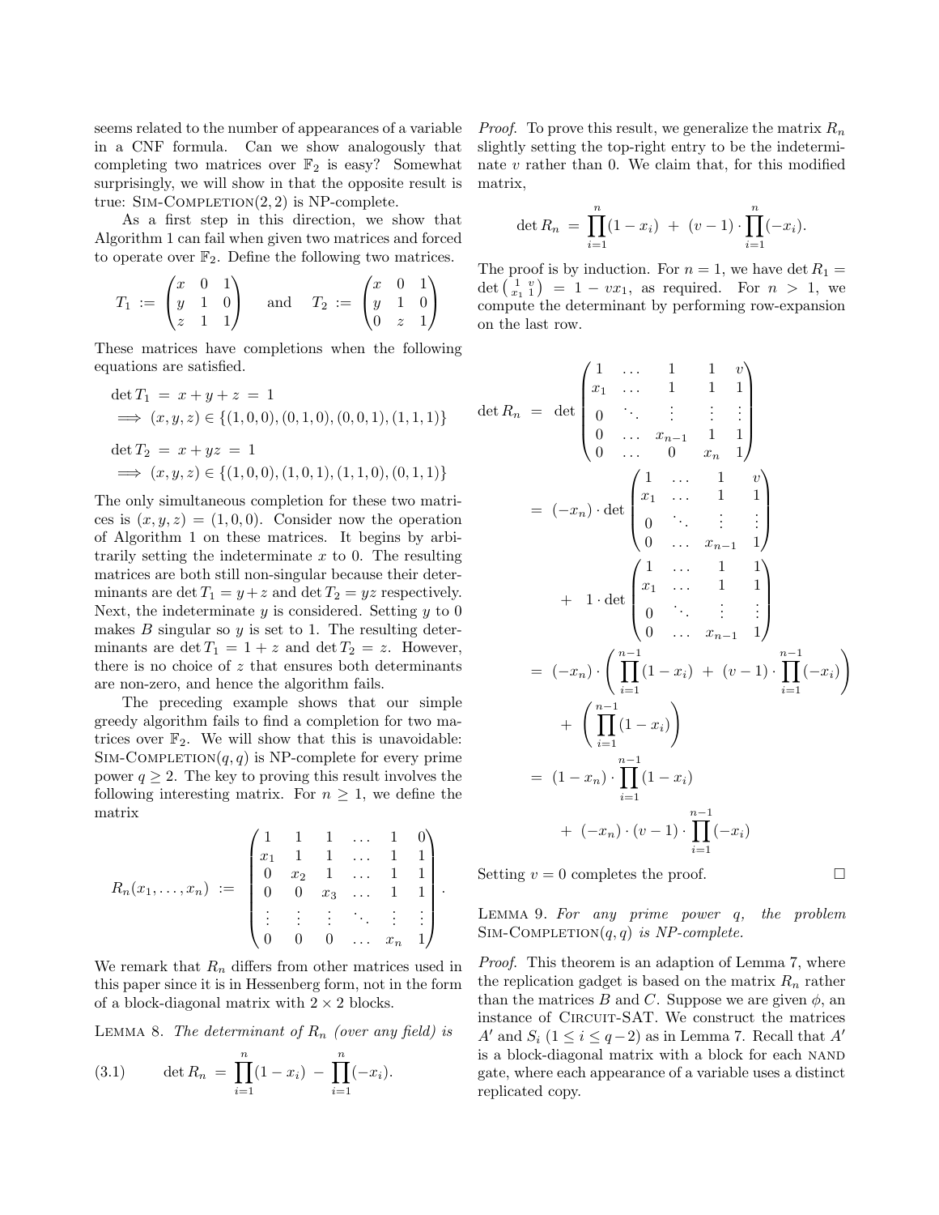seems related to the number of appearances of a variable in a CNF formula. Can we show analogously that completing two matrices over $\mathbb{F}_2$ is easy? Somewhat surprisingly, we will show in that the opposite result is true: SIM-COMPLETION(2, 2) is NP-complete.

As a first step in this direction, we show that Algorithm 1 can fail when given two matrices and forced to operate over $\mathbb{F}_2$. Define the following two matrices.

$$T_1 \;:=\; \begin{pmatrix} x & 0 & 1 \\ y & 1 & 0 \\ z & 1 & 1 \end{pmatrix} \quad \text{and} \quad T_2 \;:=\; \begin{pmatrix} x & 0 & 1 \\ y & 1 & 0 \\ 0 & z & 1 \end{pmatrix}$$

These matrices have completions when the following equations are satisfied.

$$\begin{aligned} &\det T_1 \;=\; x + y + z \;=\; 1 \\ &\implies (x, y, z) \in \{(1,0,0), (0,1,0), (0,0,1), (1,1,1)\} \\ &\det T_2 \;=\; x + yz \;=\; 1 \\ &\implies (x, y, z) \in \{(1,0,0), (1,0,1), (1,1,0), (0,1,1)\} \end{aligned}$$

The only simultaneous completion for these two matrices is $(x, y, z) = (1, 0, 0)$. Consider now the operation of Algorithm 1 on these matrices. It begins by arbitrarily setting the indeterminate $x$ to 0. The resulting matrices are both still non-singular because their determinants are $\det T_1 = y + z$ and $\det T_2 = yz$ respectively. Next, the indeterminate $y$ is considered. Setting $y$ to 0 makes $B$ singular so $y$ is set to 1. The resulting determinants are $\det T_1 = 1 + z$ and $\det T_2 = z$. However, there is no choice of $z$ that ensures both determinants are non-zero, and hence the algorithm fails.

The preceding example shows that our simple greedy algorithm fails to find a completion for two matrices over $\mathbb{F}_2$. We will show that this is unavoidable: SIM-COMPLETION$(q, q)$ is NP-complete for every prime power $q \geq 2$. The key to proving this result involves the following interesting matrix. For $n \geq 1$, we define the matrix

$$R_n(x_1, \ldots, x_n) \;:=\; \begin{pmatrix} 1 & 1 & 1 & \ldots & 1 & 0 \\ x_1 & 1 & 1 & \ldots & 1 & 1 \\ 0 & x_2 & 1 & \ldots & 1 & 1 \\ 0 & 0 & x_3 & \ldots & 1 & 1 \\ \vdots & \vdots & \vdots & \ddots & \vdots & \vdots \\ 0 & 0 & 0 & \ldots & x_n & 1 \end{pmatrix}.$$

We remark that $R_n$ differs from other matrices used in this paper since it is in Hessenberg form, not in the form of a block-diagonal matrix with $2 \times 2$ blocks.

LEMMA 8. *The determinant of $R_n$ (over any field) is*

$$\det R_n \;=\; \prod_{i=1}^{n}(1 - x_i) \;-\; \prod_{i=1}^{n}(-x_i). \tag{3.1}$$

*Proof.* To prove this result, we generalize the matrix $R_n$ slightly setting the top-right entry to be the indeterminate $v$ rather than 0. We claim that, for this modified matrix,

$$\det R_n \;=\; \prod_{i=1}^{n}(1 - x_i) \;+\; (v - 1) \cdot \prod_{i=1}^{n}(-x_i).$$

The proof is by induction. For $n = 1$, we have $\det R_1 = \det \left(\begin{smallmatrix} 1 & v \\ x_1 & 1 \end{smallmatrix}\right) = 1 - vx_1$, as required. For $n > 1$, we compute the determinant by performing row-expansion on the last row.

$$\begin{aligned} \det R_n \;&=\; \det \begin{pmatrix} 1 & \ldots & 1 & 1 & v \\ x_1 & \ldots & 1 & 1 & 1 \\ 0 & \ddots & \vdots & \vdots & \vdots \\ 0 & \ldots & x_{n-1} & 1 & 1 \\ 0 & \ldots & 0 & x_n & 1 \end{pmatrix} \\ &=\; (-x_n) \cdot \det \begin{pmatrix} 1 & \ldots & 1 & v \\ x_1 & \ldots & 1 & 1 \\ 0 & \ddots & \vdots & \vdots \\ 0 & \ldots & x_{n-1} & 1 \end{pmatrix} \\ &\quad\;+\; 1 \cdot \det \begin{pmatrix} 1 & \ldots & 1 & 1 \\ x_1 & \ldots & 1 & 1 \\ 0 & \ddots & \vdots & \vdots \\ 0 & \ldots & x_{n-1} & 1 \end{pmatrix} \\ &=\; (-x_n) \cdot \left( \prod_{i=1}^{n-1}(1 - x_i) \;+\; (v-1) \cdot \prod_{i=1}^{n-1}(-x_i) \right) \\ &\quad\;+\; \left( \prod_{i=1}^{n-1}(1 - x_i) \right) \\ &=\; (1 - x_n) \cdot \prod_{i=1}^{n-1}(1 - x_i) \\ &\quad\;+\; (-x_n) \cdot (v - 1) \cdot \prod_{i=1}^{n-1}(-x_i) \end{aligned}$$

Setting $v = 0$ completes the proof. $\square$

LEMMA 9. *For any prime power $q$, the problem* SIM-COMPLETION$(q, q)$ *is NP-complete.*

*Proof.* This theorem is an adaption of Lemma 7, where the replication gadget is based on the matrix $R_n$ rather than the matrices $B$ and $C$. Suppose we are given $\phi$, an instance of CIRCUIT-SAT. We construct the matrices $A'$ and $S_i$ ($1 \leq i \leq q-2$) as in Lemma 7. Recall that $A'$ is a block-diagonal matrix with a block for each NAND gate, where each appearance of a variable uses a distinct replicated copy.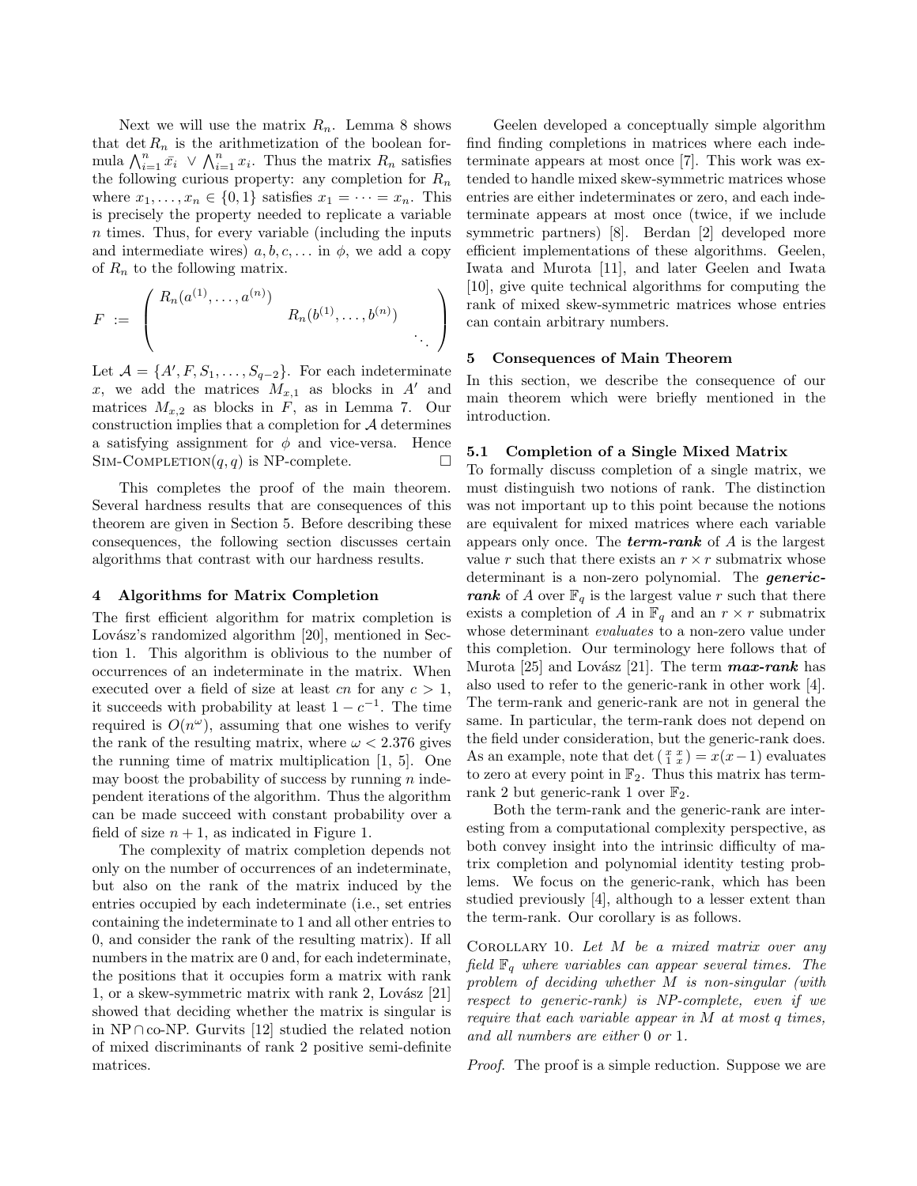Next we will use the matrix $R_n$. Lemma 8 shows that $\det R_n$ is the arithmetization of the boolean formula $\bigwedge_{i=1}^{n} \bar{x}_i \;\vee\; \bigwedge_{i=1}^{n} x_i$. Thus the matrix $R_n$ satisfies the following curious property: any completion for $R_n$ where $x_1, \ldots, x_n \in \{0, 1\}$ satisfies $x_1 = \cdots = x_n$. This is precisely the property needed to replicate a variable $n$ times. Thus, for every variable (including the inputs and intermediate wires) $a, b, c, \ldots$ in $\phi$, we add a copy of $R_n$ to the following matrix.

$$F \;:=\; \begin{pmatrix} R_n(a^{(1)}, \ldots, a^{(n)}) & & \\ & R_n(b^{(1)}, \ldots, b^{(n)}) & \\ & & \ddots \end{pmatrix}$$

Let $\mathcal{A} = \{A', F, S_1, \ldots, S_{q-2}\}$. For each indeterminate $x$, we add the matrices $M_{x,1}$ as blocks in $A'$ and matrices $M_{x,2}$ as blocks in $F$, as in Lemma 7. Our construction implies that a completion for $\mathcal{A}$ determines a satisfying assignment for $\phi$ and vice-versa. Hence Sim-Completion$(q, q)$ is NP-complete. □

This completes the proof of the main theorem. Several hardness results that are consequences of this theorem are given in Section 5. Before describing these consequences, the following section discusses certain algorithms that contrast with our hardness results.

## 4 Algorithms for Matrix Completion

The first efficient algorithm for matrix completion is Lovász's randomized algorithm [20], mentioned in Section 1. This algorithm is oblivious to the number of occurrences of an indeterminate in the matrix. When executed over a field of size at least $cn$ for any $c > 1$, it succeeds with probability at least $1 - c^{-1}$. The time required is $O(n^{\omega})$, assuming that one wishes to verify the rank of the resulting matrix, where $\omega < 2.376$ gives the running time of matrix multiplication [1, 5]. One may boost the probability of success by running $n$ independent iterations of the algorithm. Thus the algorithm can be made succeed with constant probability over a field of size $n + 1$, as indicated in Figure 1.

The complexity of matrix completion depends not only on the number of occurrences of an indeterminate, but also on the rank of the matrix induced by the entries occupied by each indeterminate (i.e., set entries containing the indeterminate to 1 and all other entries to 0, and consider the rank of the resulting matrix). If all numbers in the matrix are 0 and, for each indeterminate, the positions that it occupies form a matrix with rank 1, or a skew-symmetric matrix with rank 2, Lovász [21] showed that deciding whether the matrix is singular is in NP $\cap$ co-NP. Gurvits [12] studied the related notion of mixed discriminants of rank 2 positive semi-definite matrices.

Geelen developed a conceptually simple algorithm find finding completions in matrices where each indeterminate appears at most once [7]. This work was extended to handle mixed skew-symmetric matrices whose entries are either indeterminates or zero, and each indeterminate appears at most once (twice, if we include symmetric partners) [8]. Berdan [2] developed more efficient implementations of these algorithms. Geelen, Iwata and Murota [11], and later Geelen and Iwata [10], give quite technical algorithms for computing the rank of mixed skew-symmetric matrices whose entries can contain arbitrary numbers.

## 5 Consequences of Main Theorem

In this section, we describe the consequence of our main theorem which were briefly mentioned in the introduction.

### 5.1 Completion of a Single Mixed Matrix

To formally discuss completion of a single matrix, we must distinguish two notions of rank. The distinction was not important up to this point because the notions are equivalent for mixed matrices where each variable appears only once. The ***term-rank*** of $A$ is the largest value $r$ such that there exists an $r \times r$ submatrix whose determinant is a non-zero polynomial. The ***generic-rank*** of $A$ over $\mathbb{F}_q$ is the largest value $r$ such that there exists a completion of $A$ in $\mathbb{F}_q$ and an $r \times r$ submatrix whose determinant *evaluates* to a non-zero value under this completion. Our terminology here follows that of Murota [25] and Lovász [21]. The term ***max-rank*** has also used to refer to the generic-rank in other work [4]. The term-rank and generic-rank are not in general the same. In particular, the term-rank does not depend on the field under consideration, but the generic-rank does. As an example, note that $\det \left( \begin{smallmatrix} x & x \\ 1 & x \end{smallmatrix} \right) = x(x-1)$ evaluates to zero at every point in $\mathbb{F}_2$. Thus this matrix has term-rank 2 but generic-rank 1 over $\mathbb{F}_2$.

Both the term-rank and the generic-rank are interesting from a computational complexity perspective, as both convey insight into the intrinsic difficulty of matrix completion and polynomial identity testing problems. We focus on the generic-rank, which has been studied previously [4], although to a lesser extent than the term-rank. Our corollary is as follows.

Corollary 10. *Let $M$ be a mixed matrix over any field $\mathbb{F}_q$ where variables can appear several times. The problem of deciding whether $M$ is non-singular (with respect to generic-rank) is NP-complete, even if we require that each variable appear in $M$ at most $q$ times, and all numbers are either* 0 *or* 1*.*

*Proof.* The proof is a simple reduction. Suppose we are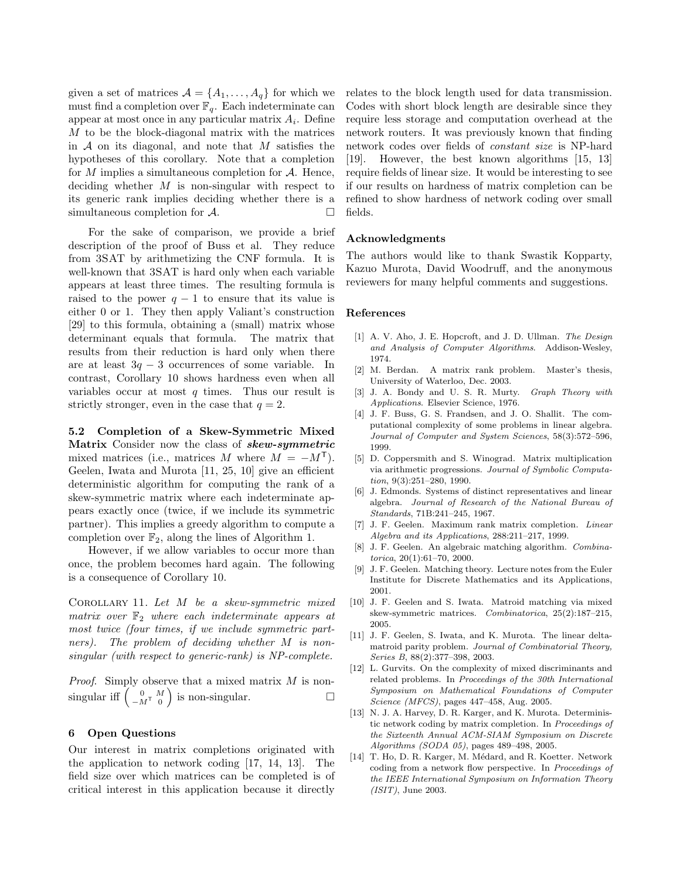given a set of matrices $\mathcal{A} = \{A_1, \ldots, A_q\}$ for which we must find a completion over $\mathbb{F}_q$. Each indeterminate can appear at most once in any particular matrix $A_i$. Define $M$ to be the block-diagonal matrix with the matrices in $\mathcal{A}$ on its diagonal, and note that $M$ satisfies the hypotheses of this corollary. Note that a completion for $M$ implies a simultaneous completion for $\mathcal{A}$. Hence, deciding whether $M$ is non-singular with respect to its generic rank implies deciding whether there is a simultaneous completion for $\mathcal{A}$. $\square$

For the sake of comparison, we provide a brief description of the proof of Buss et al. They reduce from 3SAT by arithmetizing the CNF formula. It is well-known that 3SAT is hard only when each variable appears at least three times. The resulting formula is raised to the power $q-1$ to ensure that its value is either 0 or 1. They then apply Valiant's construction [29] to this formula, obtaining a (small) matrix whose determinant equals that formula. The matrix that results from their reduction is hard only when there are at least $3q-3$ occurrences of some variable. In contrast, Corollary 10 shows hardness even when all variables occur at most $q$ times. Thus our result is strictly stronger, even in the case that $q = 2$.

**5.2 Completion of a Skew-Symmetric Mixed Matrix** Consider now the class of ***skew-symmetric*** mixed matrices (i.e., matrices $M$ where $M = -M^{\mathsf{T}}$). Geelen, Iwata and Murota [11, 25, 10] give an efficient deterministic algorithm for computing the rank of a skew-symmetric matrix where each indeterminate appears exactly once (twice, if we include its symmetric partner). This implies a greedy algorithm to compute a completion over $\mathbb{F}_2$, along the lines of Algorithm 1.

However, if we allow variables to occur more than once, the problem becomes hard again. The following is a consequence of Corollary 10.

Corollary 11. *Let $M$ be a skew-symmetric mixed matrix over $\mathbb{F}_2$ where each indeterminate appears at most twice (four times, if we include symmetric partners). The problem of deciding whether $M$ is non-singular (with respect to generic-rank) is NP-complete.*

*Proof*. Simply observe that a mixed matrix $M$ is non-singular iff $\begin{pmatrix} 0 & M \\ -M^{\mathsf{T}} & 0 \end{pmatrix}$ is non-singular. $\square$

## 6 Open Questions

Our interest in matrix completions originated with the application to network coding [17, 14, 13]. The field size over which matrices can be completed is of critical interest in this application because it directly relates to the block length used for data transmission. Codes with short block length are desirable since they require less storage and computation overhead at the network routers. It was previously known that finding network codes over fields of *constant size* is NP-hard [19]. However, the best known algorithms [15, 13] require fields of linear size. It would be interesting to see if our results on hardness of matrix completion can be refined to show hardness of network coding over small fields.

### Acknowledgments

The authors would like to thank Swastik Kopparty, Kazuo Murota, David Woodruff, and the anonymous reviewers for many helpful comments and suggestions.

### References

[1] A. V. Aho, J. E. Hopcroft, and J. D. Ullman. *The Design and Analysis of Computer Algorithms*. Addison-Wesley, 1974.

[2] M. Berdan. A matrix rank problem. Master's thesis, University of Waterloo, Dec. 2003.

[3] J. A. Bondy and U. S. R. Murty. *Graph Theory with Applications*. Elsevier Science, 1976.

[4] J. F. Buss, G. S. Frandsen, and J. O. Shallit. The computational complexity of some problems in linear algebra. *Journal of Computer and System Sciences*, 58(3):572–596, 1999.

[5] D. Coppersmith and S. Winograd. Matrix multiplication via arithmetic progressions. *Journal of Symbolic Computation*, 9(3):251–280, 1990.

[6] J. Edmonds. Systems of distinct representatives and linear algebra. *Journal of Research of the National Bureau of Standards*, 71B:241–245, 1967.

[7] J. F. Geelen. Maximum rank matrix completion. *Linear Algebra and its Applications*, 288:211–217, 1999.

[8] J. F. Geelen. An algebraic matching algorithm. *Combinatorica*, 20(1):61–70, 2000.

[9] J. F. Geelen. Matching theory. Lecture notes from the Euler Institute for Discrete Mathematics and its Applications, 2001.

[10] J. F. Geelen and S. Iwata. Matroid matching via mixed skew-symmetric matrices. *Combinatorica*, 25(2):187–215, 2005.

[11] J. F. Geelen, S. Iwata, and K. Murota. The linear delta-matroid parity problem. *Journal of Combinatorial Theory, Series B*, 88(2):377–398, 2003.

[12] L. Gurvits. On the complexity of mixed discriminants and related problems. In *Proceedings of the 30th International Symposium on Mathematical Foundations of Computer Science (MFCS)*, pages 447–458, Aug. 2005.

[13] N. J. A. Harvey, D. R. Karger, and K. Murota. Deterministic network coding by matrix completion. In *Proceedings of the Sixteenth Annual ACM-SIAM Symposium on Discrete Algorithms (SODA 05)*, pages 489–498, 2005.

[14] T. Ho, D. R. Karger, M. Médard, and R. Koetter. Network coding from a network flow perspective. In *Proceedings of the IEEE International Symposium on Information Theory (ISIT)*, June 2003.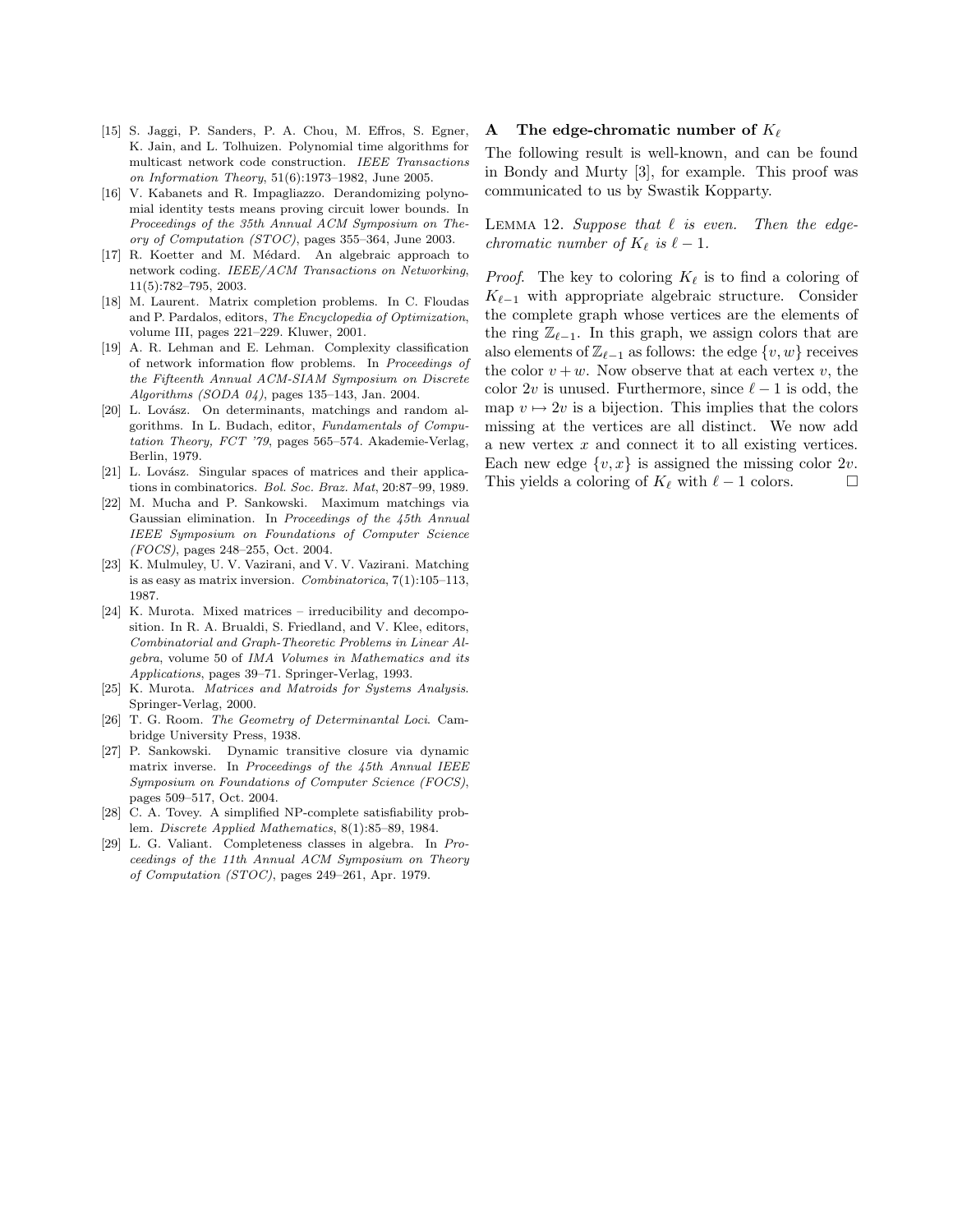[15] S. Jaggi, P. Sanders, P. A. Chou, M. Effros, S. Egner, K. Jain, and L. Tolhuizen. Polynomial time algorithms for multicast network code construction. *IEEE Transactions on Information Theory*, 51(6):1973–1982, June 2005.

[16] V. Kabanets and R. Impagliazzo. Derandomizing polynomial identity tests means proving circuit lower bounds. In *Proceedings of the 35th Annual ACM Symposium on Theory of Computation (STOC)*, pages 355–364, June 2003.

[17] R. Koetter and M. Médard. An algebraic approach to network coding. *IEEE/ACM Transactions on Networking*, 11(5):782–795, 2003.

[18] M. Laurent. Matrix completion problems. In C. Floudas and P. Pardalos, editors, *The Encyclopedia of Optimization*, volume III, pages 221–229. Kluwer, 2001.

[19] A. R. Lehman and E. Lehman. Complexity classification of network information flow problems. In *Proceedings of the Fifteenth Annual ACM-SIAM Symposium on Discrete Algorithms (SODA 04)*, pages 135–143, Jan. 2004.

[20] L. Lovász. On determinants, matchings and random algorithms. In L. Budach, editor, *Fundamentals of Computation Theory, FCT '79*, pages 565–574. Akademie-Verlag, Berlin, 1979.

[21] L. Lovász. Singular spaces of matrices and their applications in combinatorics. *Bol. Soc. Braz. Mat*, 20:87–99, 1989.

[22] M. Mucha and P. Sankowski. Maximum matchings via Gaussian elimination. In *Proceedings of the 45th Annual IEEE Symposium on Foundations of Computer Science (FOCS)*, pages 248–255, Oct. 2004.

[23] K. Mulmuley, U. V. Vazirani, and V. V. Vazirani. Matching is as easy as matrix inversion. *Combinatorica*, 7(1):105–113, 1987.

[24] K. Murota. Mixed matrices – irreducibility and decomposition. In R. A. Brualdi, S. Friedland, and V. Klee, editors, *Combinatorial and Graph-Theoretic Problems in Linear Algebra*, volume 50 of *IMA Volumes in Mathematics and its Applications*, pages 39–71. Springer-Verlag, 1993.

[25] K. Murota. *Matrices and Matroids for Systems Analysis*. Springer-Verlag, 2000.

[26] T. G. Room. *The Geometry of Determinantal Loci*. Cambridge University Press, 1938.

[27] P. Sankowski. Dynamic transitive closure via dynamic matrix inverse. In *Proceedings of the 45th Annual IEEE Symposium on Foundations of Computer Science (FOCS)*, pages 509–517, Oct. 2004.

[28] C. A. Tovey. A simplified NP-complete satisfiability problem. *Discrete Applied Mathematics*, 8(1):85–89, 1984.

[29] L. G. Valiant. Completeness classes in algebra. In *Proceedings of the 11th Annual ACM Symposium on Theory of Computation (STOC)*, pages 249–261, Apr. 1979.

## A The edge-chromatic number of $K_\ell$

The following result is well-known, and can be found in Bondy and Murty [3], for example. This proof was communicated to us by Swastik Kopparty.

LEMMA 12. *Suppose that $\ell$ is even. Then the edge-chromatic number of $K_\ell$ is $\ell - 1$.*

*Proof.* The key to coloring $K_\ell$ is to find a coloring of $K_{\ell-1}$ with appropriate algebraic structure. Consider the complete graph whose vertices are the elements of the ring $\mathbb{Z}_{\ell-1}$. In this graph, we assign colors that are also elements of $\mathbb{Z}_{\ell-1}$ as follows: the edge $\{v, w\}$ receives the color $v + w$. Now observe that at each vertex $v$, the color $2v$ is unused. Furthermore, since $\ell - 1$ is odd, the map $v \mapsto 2v$ is a bijection. This implies that the colors missing at the vertices are all distinct. We now add a new vertex $x$ and connect it to all existing vertices. Each new edge $\{v, x\}$ is assigned the missing color $2v$. This yields a coloring of $K_\ell$ with $\ell - 1$ colors. □